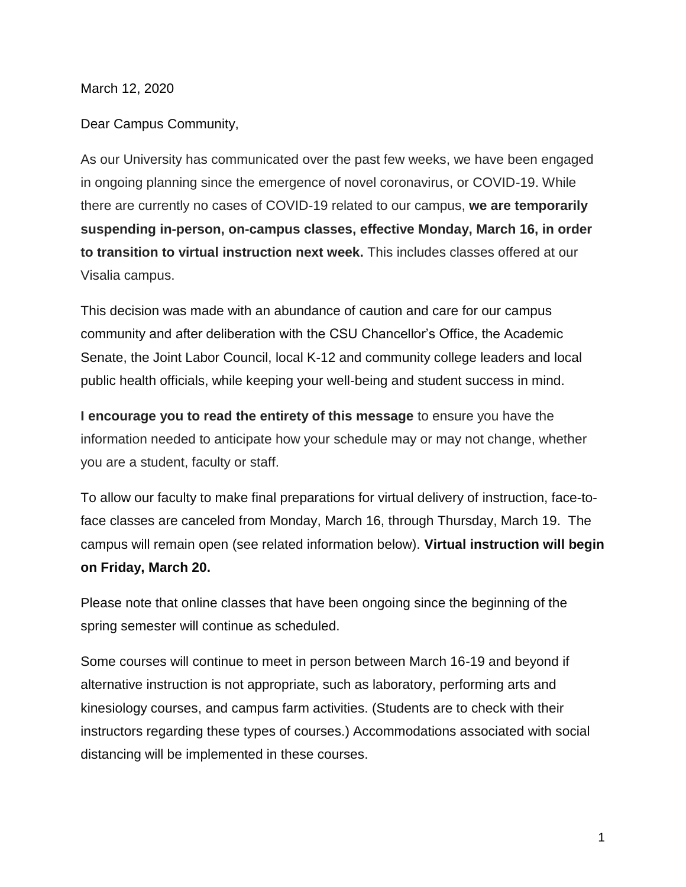March 12, 2020

Dear Campus Community,

As our University has communicated over the past few weeks, we have been engaged in ongoing planning since the emergence of novel coronavirus, or COVID-19. While there are currently no cases of COVID-19 related to our campus, **we are temporarily suspending in-person, on-campus classes, effective Monday, March 16, in order to transition to virtual instruction next week.** This includes classes offered at our Visalia campus.

This decision was made with an abundance of caution and care for our campus community and after deliberation with the CSU Chancellor's Office, the Academic Senate, the Joint Labor Council, local K-12 and community college leaders and local public health officials, while keeping your well-being and student success in mind.

**I encourage you to read the entirety of this message** to ensure you have the information needed to anticipate how your schedule may or may not change, whether you are a student, faculty or staff.

To allow our faculty to make final preparations for virtual delivery of instruction, face-to-face classes are canceled from Monday, March 16, through Thursday, March 19. The campus will remain open (see related information below). **Virtual instruction will begin on Friday, March 20.**

Please note that online classes that have been ongoing since the beginning of the spring semester will continue as scheduled.

Some courses will continue to meet in person between March 16-19 and beyond if alternative instruction is not appropriate, such as laboratory, performing arts and kinesiology courses, and campus farm activities. (Students are to check with their instructors regarding these types of courses.) Accommodations associated with social distancing will be implemented in these courses.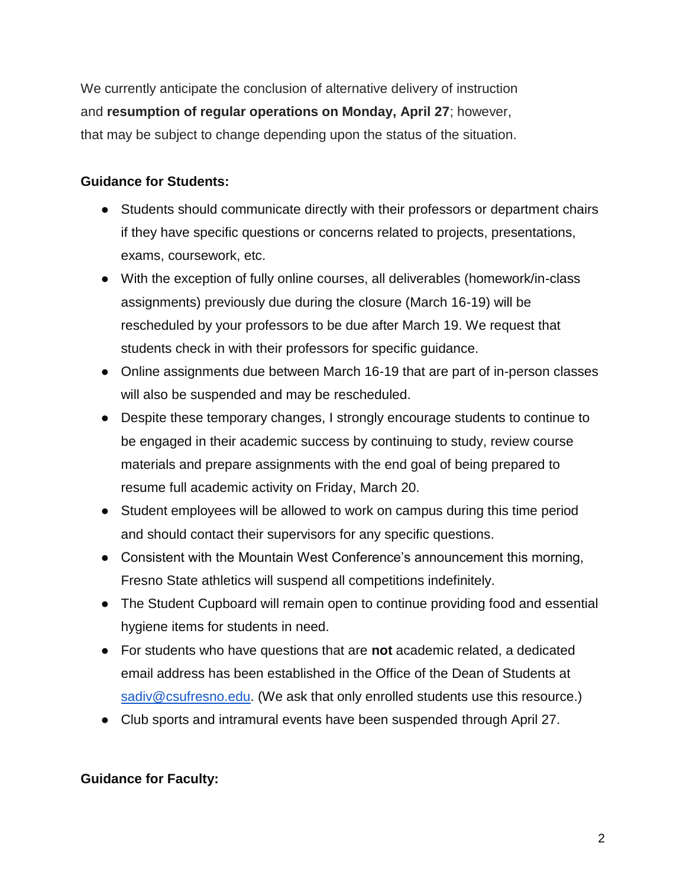We currently anticipate the conclusion of alternative delivery of instruction and **resumption of regular operations on Monday, April 27**; however, that may be subject to change depending upon the status of the situation.

**Guidance for Students:**

- Students should communicate directly with their professors or department chairs if they have specific questions or concerns related to projects, presentations, exams, coursework, etc.
- With the exception of fully online courses, all deliverables (homework/in-class assignments) previously due during the closure (March 16-19) will be rescheduled by your professors to be due after March 19. We request that students check in with their professors for specific guidance.
- Online assignments due between March 16-19 that are part of in-person classes will also be suspended and may be rescheduled.
- Despite these temporary changes, I strongly encourage students to continue to be engaged in their academic success by continuing to study, review course materials and prepare assignments with the end goal of being prepared to resume full academic activity on Friday, March 20.
- Student employees will be allowed to work on campus during this time period and should contact their supervisors for any specific questions.
- Consistent with the Mountain West Conference's announcement this morning, Fresno State athletics will suspend all competitions indefinitely.
- The Student Cupboard will remain open to continue providing food and essential hygiene items for students in need.
- For students who have questions that are **not** academic related, a dedicated email address has been established in the Office of the Dean of Students at [sadiv@csufresno.edu](mailto:sadiv@csufresno.edu). (We ask that only enrolled students use this resource.)
- Club sports and intramural events have been suspended through April 27.

**Guidance for Faculty:**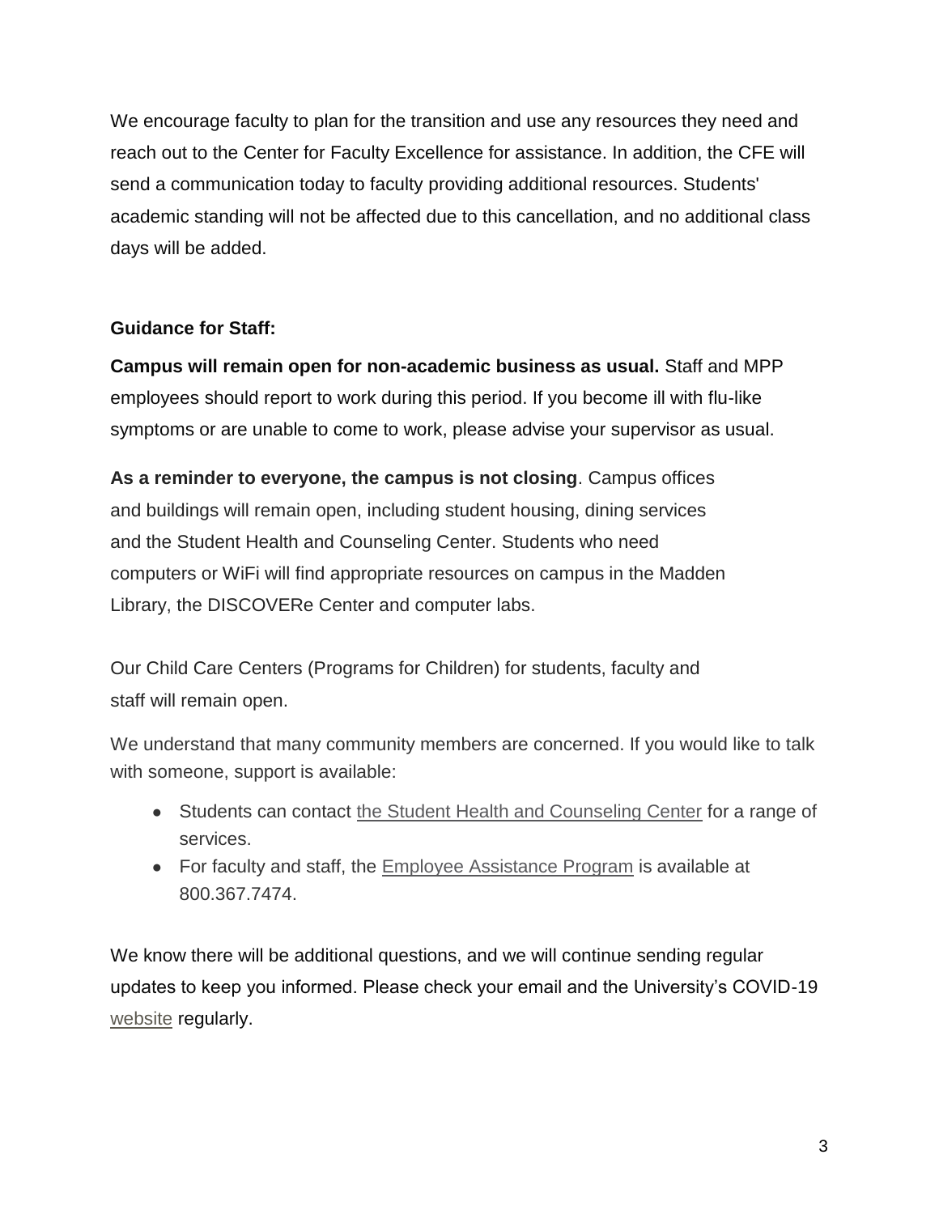We encourage faculty to plan for the transition and use any resources they need and reach out to the Center for Faculty Excellence for assistance. In addition, the CFE will send a communication today to faculty providing additional resources. Students' academic standing will not be affected due to this cancellation, and no additional class days will be added.

**Guidance for Staff:**

**Campus will remain open for non-academic business as usual.** Staff and MPP employees should report to work during this period. If you become ill with flu-like symptoms or are unable to come to work, please advise your supervisor as usual.

**As a reminder to everyone, the campus is not closing**. Campus offices and buildings will remain open, including student housing, dining services and the Student Health and Counseling Center. Students who need computers or WiFi will find appropriate resources on campus in the Madden Library, the DISCOVERe Center and computer labs.

Our Child Care Centers (Programs for Children) for students, faculty and staff will remain open.

We understand that many community members are concerned. If you would like to talk with someone, support is available:

- Students can contact the Student Health and Counseling Center for a range of services.
- For faculty and staff, the Employee Assistance Program is available at 800.367.7474.

We know there will be additional questions, and we will continue sending regular updates to keep you informed. Please check your email and the University's COVID-19 website regularly.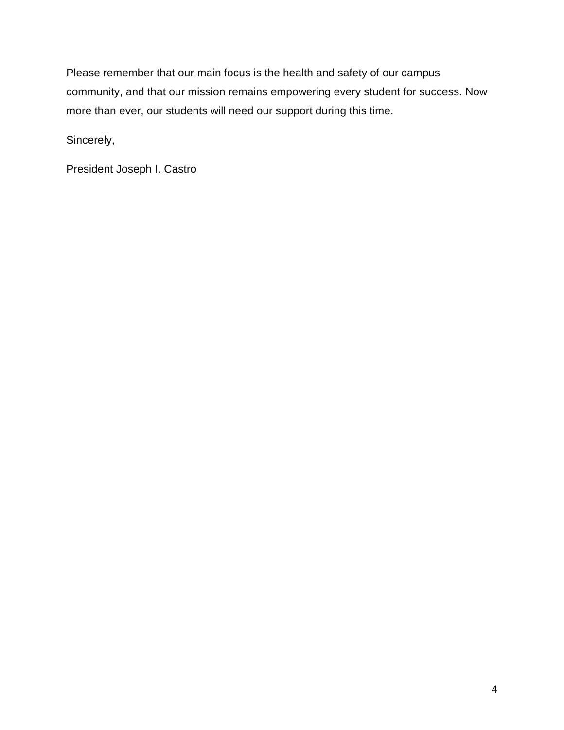Please remember that our main focus is the health and safety of our campus community, and that our mission remains empowering every student for success. Now more than ever, our students will need our support during this time.

Sincerely,

President Joseph I. Castro